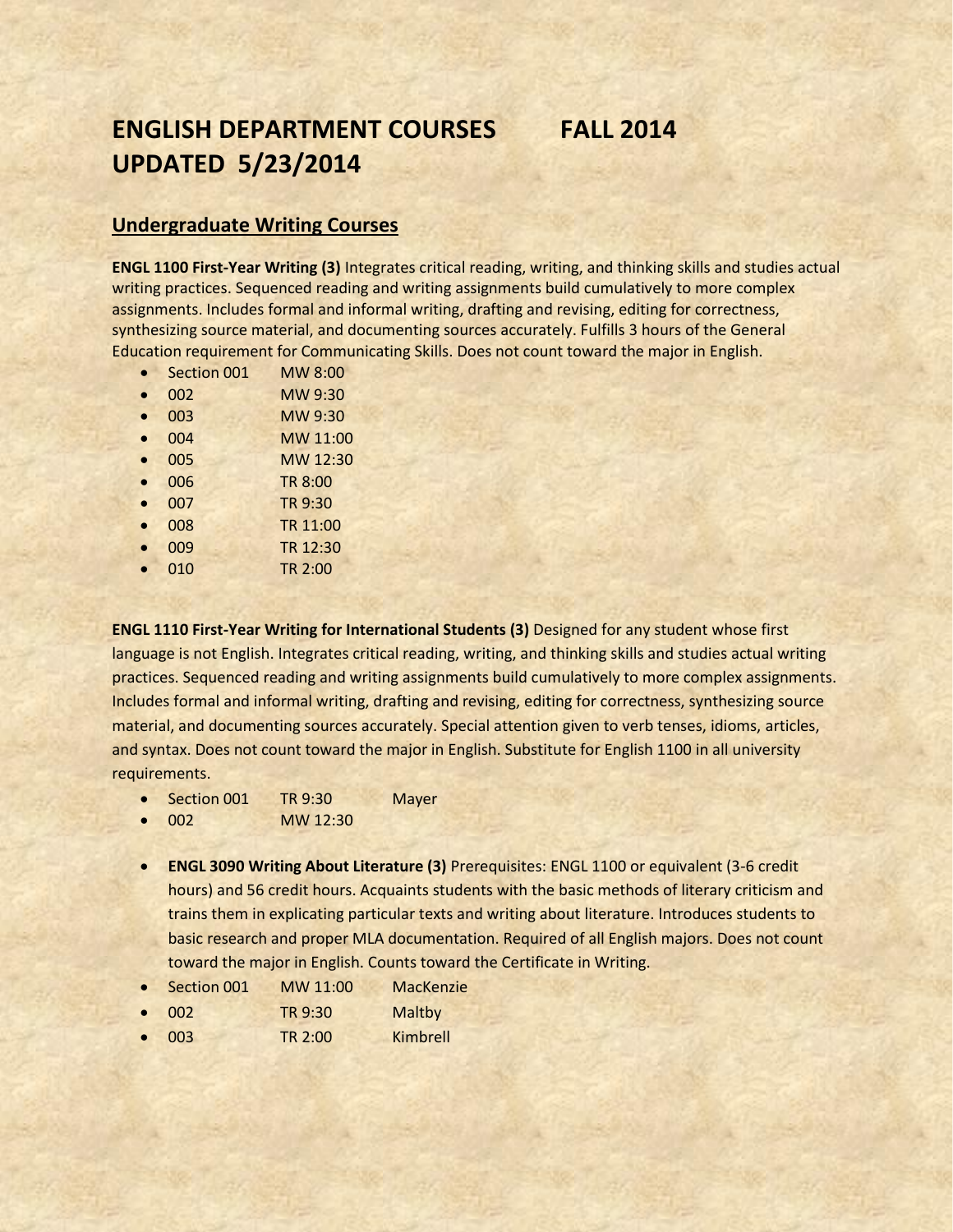# ENGLISH DEPARTMENT COURSES FALL 2014
# UPDATED 5/23/2014

## Undergraduate Writing Courses

**ENGL 1100 First-Year Writing (3)** Integrates critical reading, writing, and thinking skills and studies actual writing practices. Sequenced reading and writing assignments build cumulatively to more complex assignments. Includes formal and informal writing, drafting and revising, editing for correctness, synthesizing source material, and documenting sources accurately. Fulfills 3 hours of the General Education requirement for Communicating Skills. Does not count toward the major in English.

- Section 001 MW 8:00
- 002 MW 9:30
- 003 MW 9:30
- 004 MW 11:00
- 005 MW 12:30
- 006 TR 8:00
- 007 TR 9:30
- 008 TR 11:00
- 009 TR 12:30
- 010 TR 2:00

**ENGL 1110 First-Year Writing for International Students (3)** Designed for any student whose first language is not English. Integrates critical reading, writing, and thinking skills and studies actual writing practices. Sequenced reading and writing assignments build cumulatively to more complex assignments. Includes formal and informal writing, drafting and revising, editing for correctness, synthesizing source material, and documenting sources accurately. Special attention given to verb tenses, idioms, articles, and syntax. Does not count toward the major in English. Substitute for English 1100 in all university requirements.

- Section 001 TR 9:30 Mayer
- 002 MW 12:30

- **ENGL 3090 Writing About Literature (3)** Prerequisites: ENGL 1100 or equivalent (3-6 credit hours) and 56 credit hours. Acquaints students with the basic methods of literary criticism and trains them in explicating particular texts and writing about literature. Introduces students to basic research and proper MLA documentation. Required of all English majors. Does not count toward the major in English. Counts toward the Certificate in Writing.
- Section 001 MW 11:00 MacKenzie
- 002 TR 9:30 Maltby
- 003 TR 2:00 Kimbrell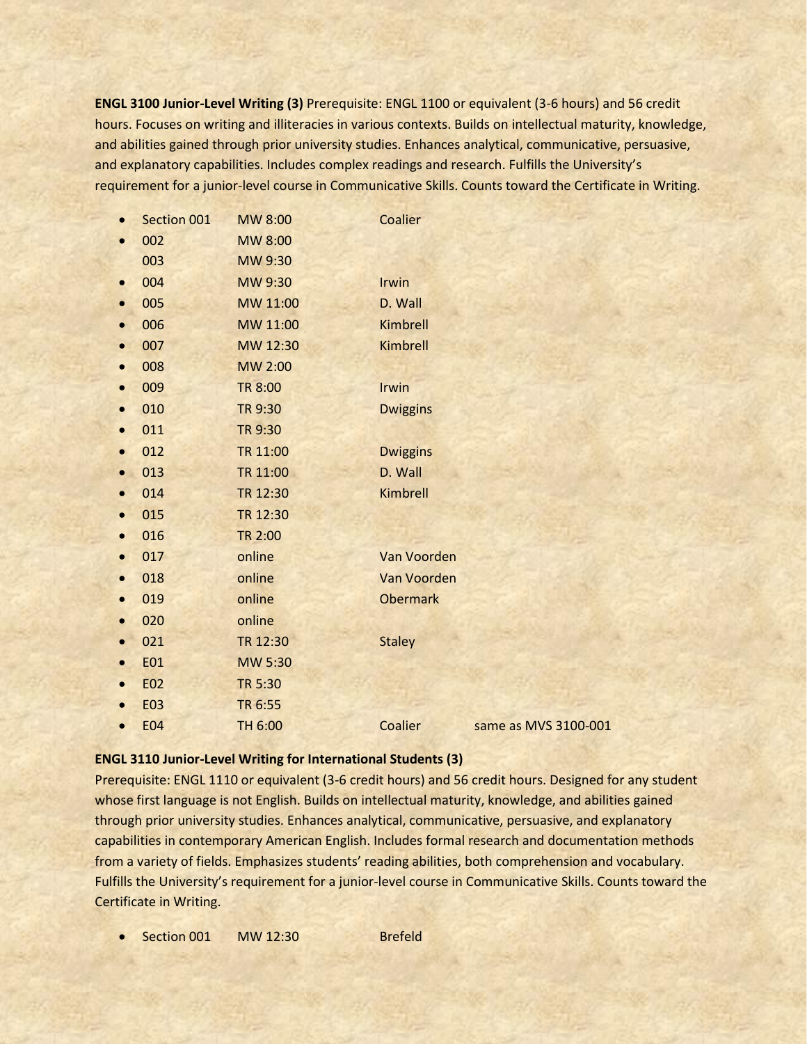**ENGL 3100 Junior-Level Writing (3)** Prerequisite: ENGL 1100 or equivalent (3-6 hours) and 56 credit hours. Focuses on writing and illiteracies in various contexts. Builds on intellectual maturity, knowledge, and abilities gained through prior university studies. Enhances analytical, communicative, persuasive, and explanatory capabilities. Includes complex readings and research. Fulfills the University's requirement for a junior-level course in Communicative Skills. Counts toward the Certificate in Writing.

- Section 001 MW 8:00 Coalier
- 002 MW 8:00
- 003 MW 9:30
- 004 MW 9:30 Irwin
- 005 MW 11:00 D. Wall
- 006 MW 11:00 Kimbrell
- 007 MW 12:30 Kimbrell
- 008 MW 2:00
- 009 TR 8:00 Irwin
- 010 TR 9:30 Dwiggins
- 011 TR 9:30
- 012 TR 11:00 Dwiggins
- 013 TR 11:00 D. Wall
- 014 TR 12:30 Kimbrell
- 015 TR 12:30
- 016 TR 2:00
- 017 online Van Voorden
- 018 online Van Voorden
- 019 online Obermark
- 020 online
- 021 TR 12:30 Staley
- E01 MW 5:30
- E02 TR 5:30
- E03 TR 6:55
- E04 TH 6:00 Coalier same as MVS 3100-001

**ENGL 3110 Junior-Level Writing for International Students (3)**
Prerequisite: ENGL 1110 or equivalent (3-6 credit hours) and 56 credit hours. Designed for any student whose first language is not English. Builds on intellectual maturity, knowledge, and abilities gained through prior university studies. Enhances analytical, communicative, persuasive, and explanatory capabilities in contemporary American English. Includes formal research and documentation methods from a variety of fields. Emphasizes students' reading abilities, both comprehension and vocabulary. Fulfills the University's requirement for a junior-level course in Communicative Skills. Counts toward the Certificate in Writing.

- Section 001 MW 12:30 Brefeld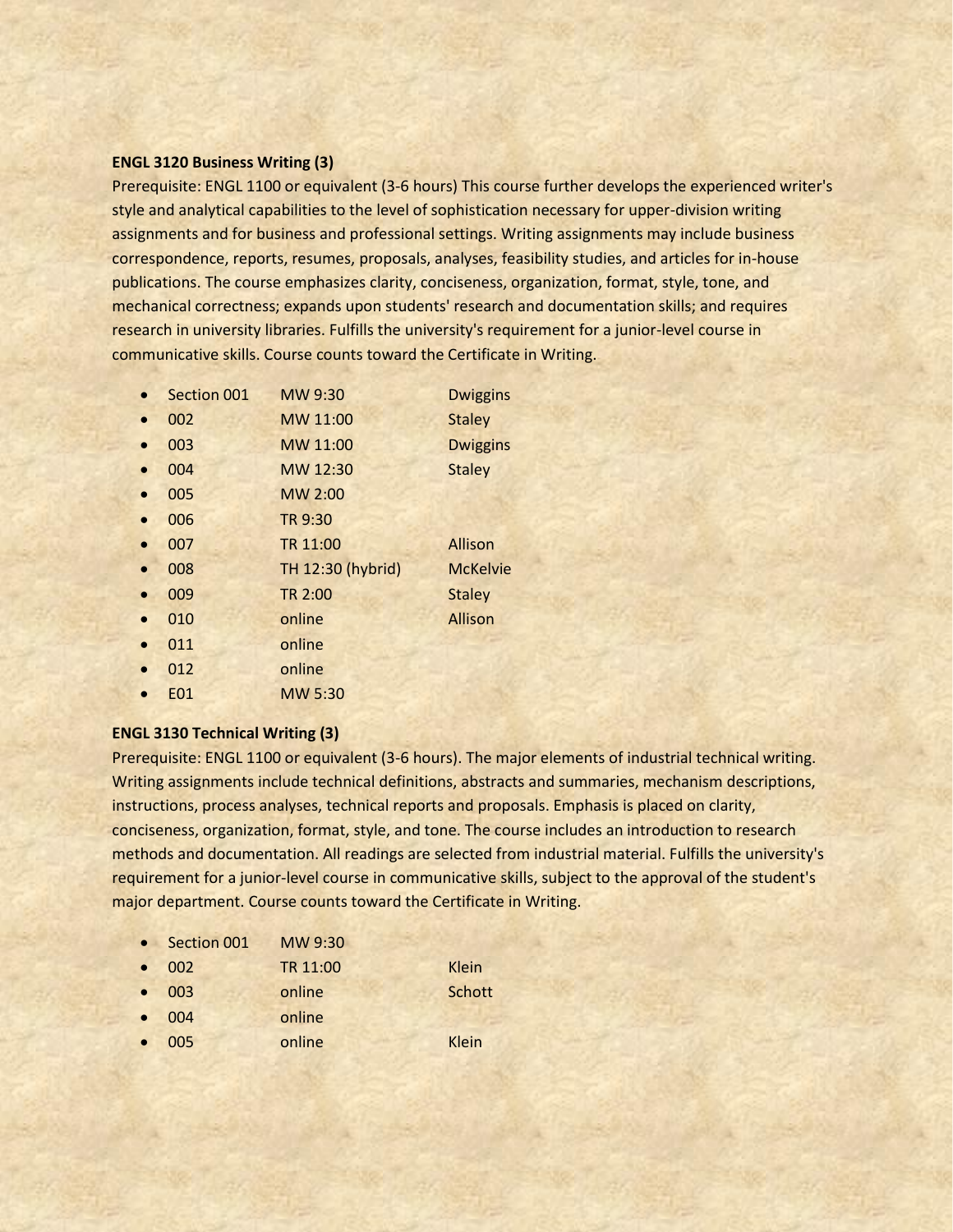**ENGL 3120 Business Writing (3)**

Prerequisite: ENGL 1100 or equivalent (3-6 hours) This course further develops the experienced writer's style and analytical capabilities to the level of sophistication necessary for upper-division writing assignments and for business and professional settings. Writing assignments may include business correspondence, reports, resumes, proposals, analyses, feasibility studies, and articles for in-house publications. The course emphasizes clarity, conciseness, organization, format, style, tone, and mechanical correctness; expands upon students' research and documentation skills; and requires research in university libraries. Fulfills the university's requirement for a junior-level course in communicative skills. Course counts toward the Certificate in Writing.

- Section 001 MW 9:30 Dwiggins
- 002 MW 11:00 Staley
- 003 MW 11:00 Dwiggins
- 004 MW 12:30 Staley
- 005 MW 2:00
- 006 TR 9:30
- 007 TR 11:00 Allison
- 008 TH 12:30 (hybrid) McKelvie
- 009 TR 2:00 Staley
- 010 online Allison
- 011 online
- 012 online
- E01 MW 5:30

**ENGL 3130 Technical Writing (3)**

Prerequisite: ENGL 1100 or equivalent (3-6 hours). The major elements of industrial technical writing. Writing assignments include technical definitions, abstracts and summaries, mechanism descriptions, instructions, process analyses, technical reports and proposals. Emphasis is placed on clarity, conciseness, organization, format, style, and tone. The course includes an introduction to research methods and documentation. All readings are selected from industrial material. Fulfills the university's requirement for a junior-level course in communicative skills, subject to the approval of the student's major department. Course counts toward the Certificate in Writing.

- Section 001 MW 9:30
- 002 TR 11:00 Klein
- 003 online Schott
- 004 online
- 005 online Klein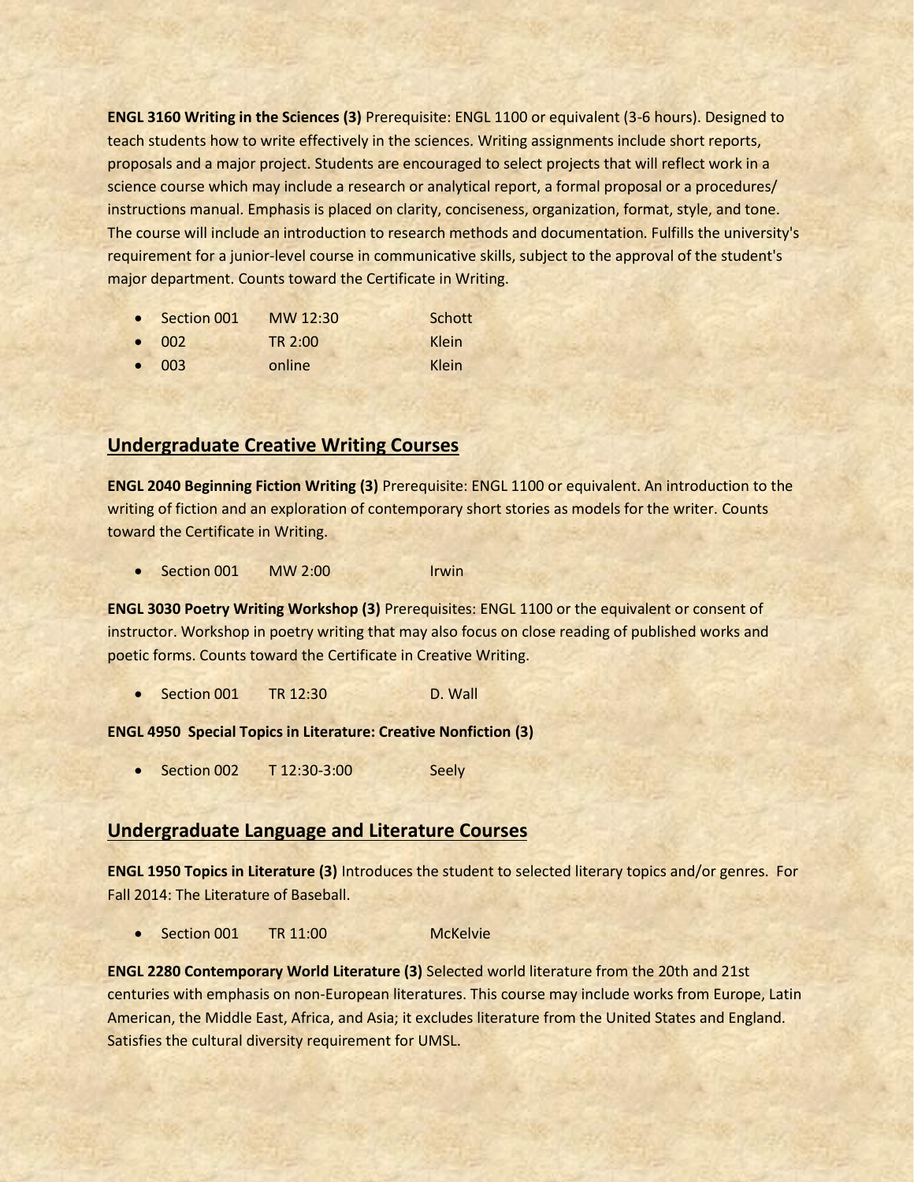**ENGL 3160 Writing in the Sciences (3)** Prerequisite: ENGL 1100 or equivalent (3-6 hours). Designed to teach students how to write effectively in the sciences. Writing assignments include short reports, proposals and a major project. Students are encouraged to select projects that will reflect work in a science course which may include a research or analytical report, a formal proposal or a procedures/ instructions manual. Emphasis is placed on clarity, conciseness, organization, format, style, and tone. The course will include an introduction to research methods and documentation. Fulfills the university's requirement for a junior-level course in communicative skills, subject to the approval of the student's major department. Counts toward the Certificate in Writing.

- Section 001 MW 12:30 Schott
- 002 TR 2:00 Klein
- 003 online Klein

## Undergraduate Creative Writing Courses

**ENGL 2040 Beginning Fiction Writing (3)** Prerequisite: ENGL 1100 or equivalent. An introduction to the writing of fiction and an exploration of contemporary short stories as models for the writer. Counts toward the Certificate in Writing.

- Section 001 MW 2:00 Irwin

**ENGL 3030 Poetry Writing Workshop (3)** Prerequisites: ENGL 1100 or the equivalent or consent of instructor. Workshop in poetry writing that may also focus on close reading of published works and poetic forms. Counts toward the Certificate in Creative Writing.

- Section 001 TR 12:30 D. Wall

**ENGL 4950 Special Topics in Literature: Creative Nonfiction (3)**

- Section 002 T 12:30-3:00 Seely

## Undergraduate Language and Literature Courses

**ENGL 1950 Topics in Literature (3)** Introduces the student to selected literary topics and/or genres. For Fall 2014: The Literature of Baseball.

- Section 001 TR 11:00 McKelvie

**ENGL 2280 Contemporary World Literature (3)** Selected world literature from the 20th and 21st centuries with emphasis on non-European literatures. This course may include works from Europe, Latin American, the Middle East, Africa, and Asia; it excludes literature from the United States and England. Satisfies the cultural diversity requirement for UMSL.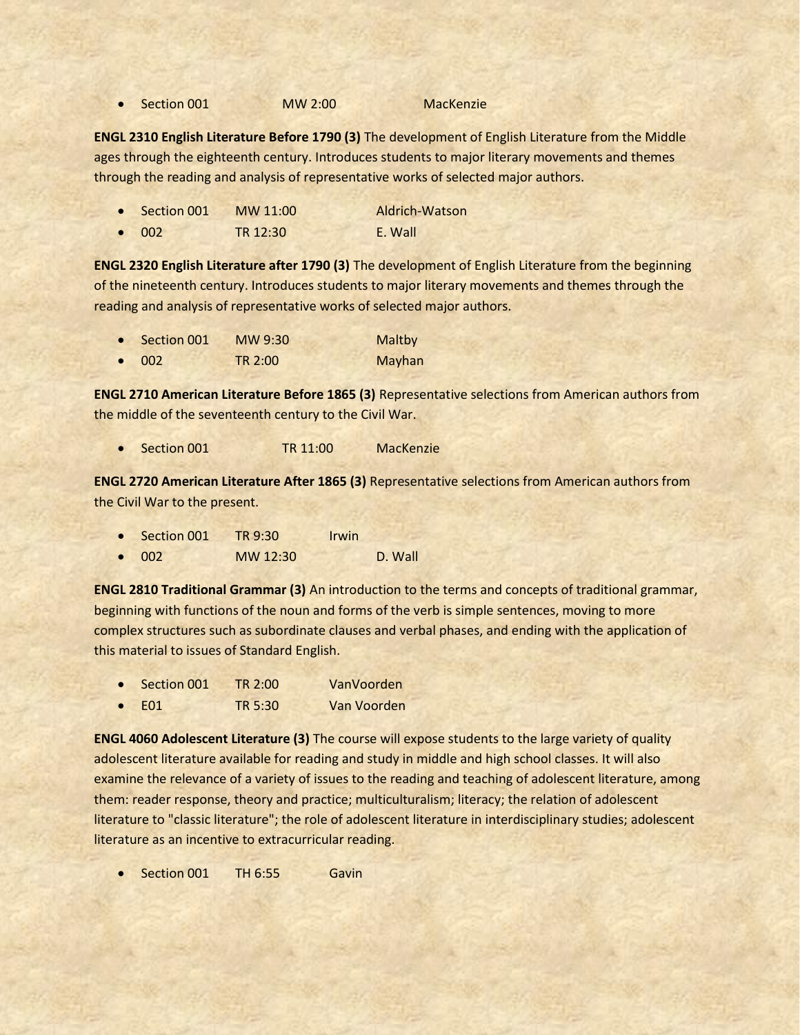- Section 001 MW 2:00 MacKenzie

**ENGL 2310 English Literature Before 1790 (3)** The development of English Literature from the Middle ages through the eighteenth century. Introduces students to major literary movements and themes through the reading and analysis of representative works of selected major authors.

- Section 001 MW 11:00 Aldrich-Watson
- 002 TR 12:30 E. Wall

**ENGL 2320 English Literature after 1790 (3)** The development of English Literature from the beginning of the nineteenth century. Introduces students to major literary movements and themes through the reading and analysis of representative works of selected major authors.

- Section 001 MW 9:30 Maltby
- 002 TR 2:00 Mayhan

**ENGL 2710 American Literature Before 1865 (3)** Representative selections from American authors from the middle of the seventeenth century to the Civil War.

- Section 001 TR 11:00 MacKenzie

**ENGL 2720 American Literature After 1865 (3)** Representative selections from American authors from the Civil War to the present.

- Section 001 TR 9:30 Irwin
- 002 MW 12:30 D. Wall

**ENGL 2810 Traditional Grammar (3)** An introduction to the terms and concepts of traditional grammar, beginning with functions of the noun and forms of the verb is simple sentences, moving to more complex structures such as subordinate clauses and verbal phases, and ending with the application of this material to issues of Standard English.

- Section 001 TR 2:00 VanVoorden
- E01 TR 5:30 Van Voorden

**ENGL 4060 Adolescent Literature (3)** The course will expose students to the large variety of quality adolescent literature available for reading and study in middle and high school classes. It will also examine the relevance of a variety of issues to the reading and teaching of adolescent literature, among them: reader response, theory and practice; multiculturalism; literacy; the relation of adolescent literature to "classic literature"; the role of adolescent literature in interdisciplinary studies; adolescent literature as an incentive to extracurricular reading.

- Section 001 TH 6:55 Gavin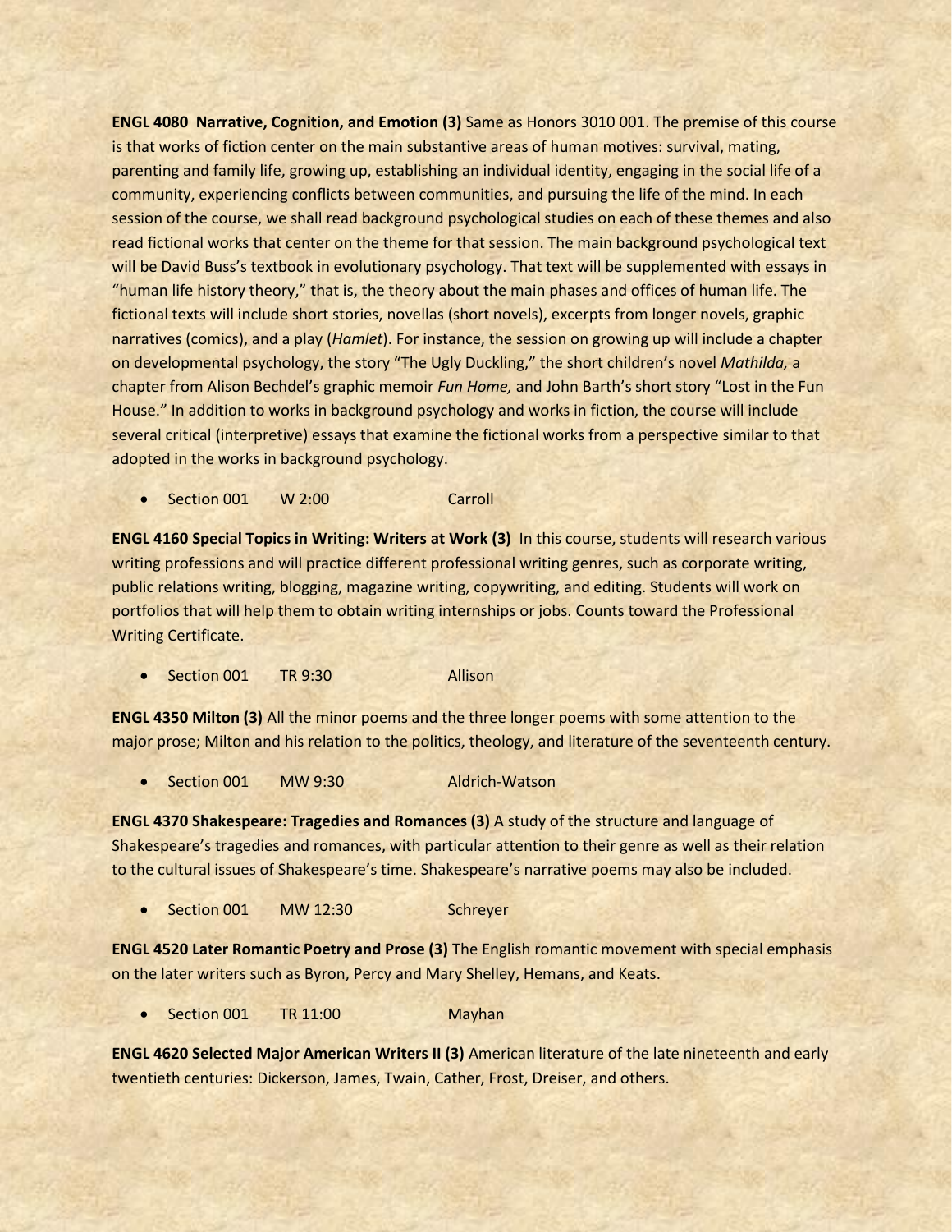**ENGL 4080 Narrative, Cognition, and Emotion (3)** Same as Honors 3010 001. The premise of this course is that works of fiction center on the main substantive areas of human motives: survival, mating, parenting and family life, growing up, establishing an individual identity, engaging in the social life of a community, experiencing conflicts between communities, and pursuing the life of the mind. In each session of the course, we shall read background psychological studies on each of these themes and also read fictional works that center on the theme for that session. The main background psychological text will be David Buss's textbook in evolutionary psychology. That text will be supplemented with essays in "human life history theory," that is, the theory about the main phases and offices of human life. The fictional texts will include short stories, novellas (short novels), excerpts from longer novels, graphic narratives (comics), and a play (*Hamlet*). For instance, the session on growing up will include a chapter on developmental psychology, the story "The Ugly Duckling," the short children's novel *Mathilda,* a chapter from Alison Bechdel's graphic memoir *Fun Home,* and John Barth's short story "Lost in the Fun House." In addition to works in background psychology and works in fiction, the course will include several critical (interpretive) essays that examine the fictional works from a perspective similar to that adopted in the works in background psychology.

- Section 001 W 2:00 Carroll

**ENGL 4160 Special Topics in Writing: Writers at Work (3)** In this course, students will research various writing professions and will practice different professional writing genres, such as corporate writing, public relations writing, blogging, magazine writing, copywriting, and editing. Students will work on portfolios that will help them to obtain writing internships or jobs. Counts toward the Professional Writing Certificate.

- Section 001 TR 9:30 Allison

**ENGL 4350 Milton (3)** All the minor poems and the three longer poems with some attention to the major prose; Milton and his relation to the politics, theology, and literature of the seventeenth century.

- Section 001 MW 9:30 Aldrich-Watson

**ENGL 4370 Shakespeare: Tragedies and Romances (3)** A study of the structure and language of Shakespeare's tragedies and romances, with particular attention to their genre as well as their relation to the cultural issues of Shakespeare's time. Shakespeare's narrative poems may also be included.

- Section 001 MW 12:30 Schreyer

**ENGL 4520 Later Romantic Poetry and Prose (3)** The English romantic movement with special emphasis on the later writers such as Byron, Percy and Mary Shelley, Hemans, and Keats.

- Section 001 TR 11:00 Mayhan

**ENGL 4620 Selected Major American Writers II (3)** American literature of the late nineteenth and early twentieth centuries: Dickerson, James, Twain, Cather, Frost, Dreiser, and others.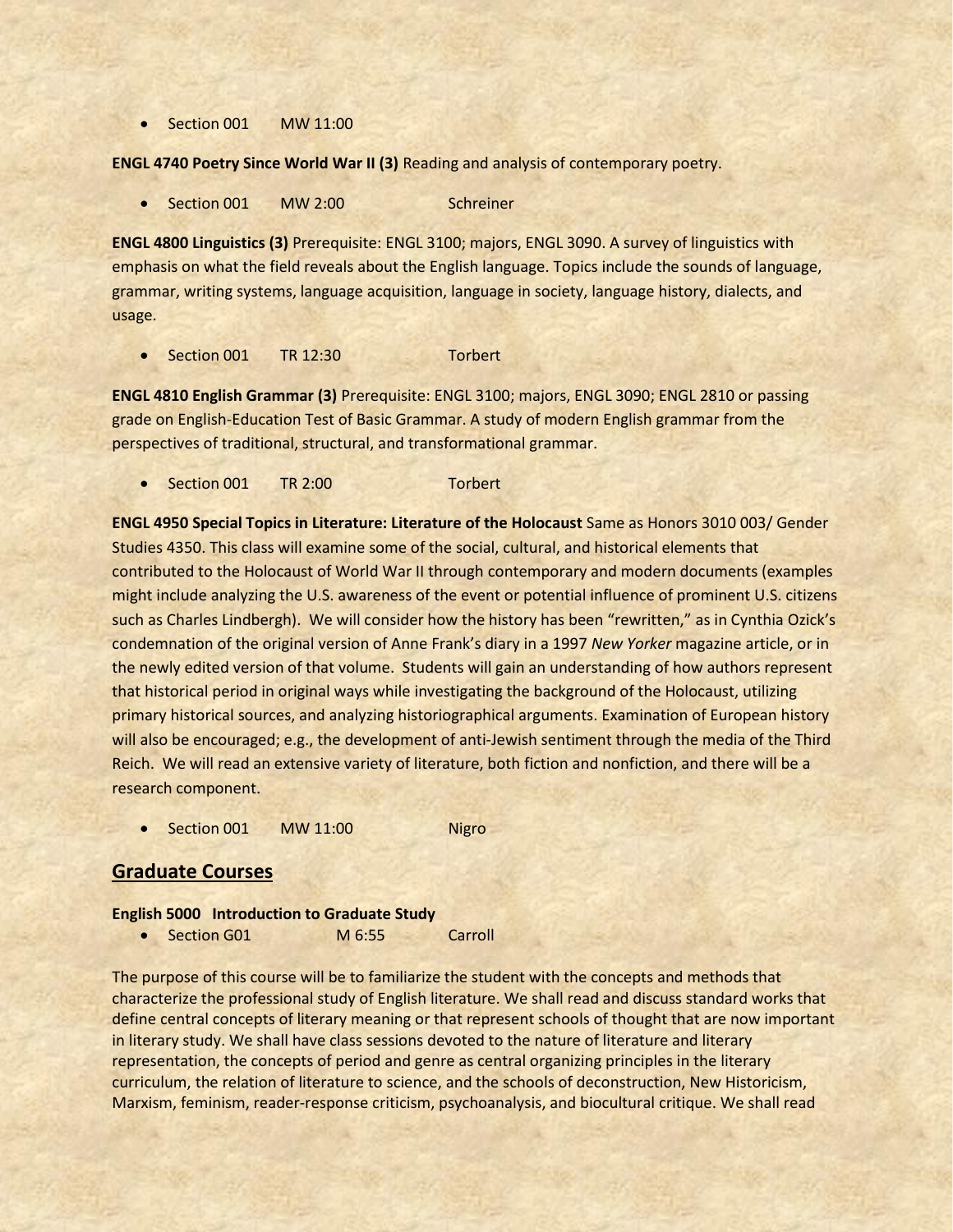- Section 001    MW 11:00

**ENGL 4740 Poetry Since World War II (3)** Reading and analysis of contemporary poetry.

- Section 001    MW 2:00    Schreiner

**ENGL 4800 Linguistics (3)** Prerequisite: ENGL 3100; majors, ENGL 3090. A survey of linguistics with emphasis on what the field reveals about the English language. Topics include the sounds of language, grammar, writing systems, language acquisition, language in society, language history, dialects, and usage.

- Section 001    TR 12:30    Torbert

**ENGL 4810 English Grammar (3)** Prerequisite: ENGL 3100; majors, ENGL 3090; ENGL 2810 or passing grade on English-Education Test of Basic Grammar. A study of modern English grammar from the perspectives of traditional, structural, and transformational grammar.

- Section 001    TR 2:00    Torbert

**ENGL 4950 Special Topics in Literature: Literature of the Holocaust** Same as Honors 3010 003/ Gender Studies 4350. This class will examine some of the social, cultural, and historical elements that contributed to the Holocaust of World War II through contemporary and modern documents (examples might include analyzing the U.S. awareness of the event or potential influence of prominent U.S. citizens such as Charles Lindbergh). We will consider how the history has been "rewritten," as in Cynthia Ozick's condemnation of the original version of Anne Frank's diary in a 1997 *New Yorker* magazine article, or in the newly edited version of that volume. Students will gain an understanding of how authors represent that historical period in original ways while investigating the background of the Holocaust, utilizing primary historical sources, and analyzing historiographical arguments. Examination of European history will also be encouraged; e.g., the development of anti-Jewish sentiment through the media of the Third Reich. We will read an extensive variety of literature, both fiction and nonfiction, and there will be a research component.

- Section 001    MW 11:00    Nigro

## Graduate Courses

**English 5000 Introduction to Graduate Study**

- Section G01    M 6:55    Carroll

The purpose of this course will be to familiarize the student with the concepts and methods that characterize the professional study of English literature. We shall read and discuss standard works that define central concepts of literary meaning or that represent schools of thought that are now important in literary study. We shall have class sessions devoted to the nature of literature and literary representation, the concepts of period and genre as central organizing principles in the literary curriculum, the relation of literature to science, and the schools of deconstruction, New Historicism, Marxism, feminism, reader-response criticism, psychoanalysis, and biocultural critique. We shall read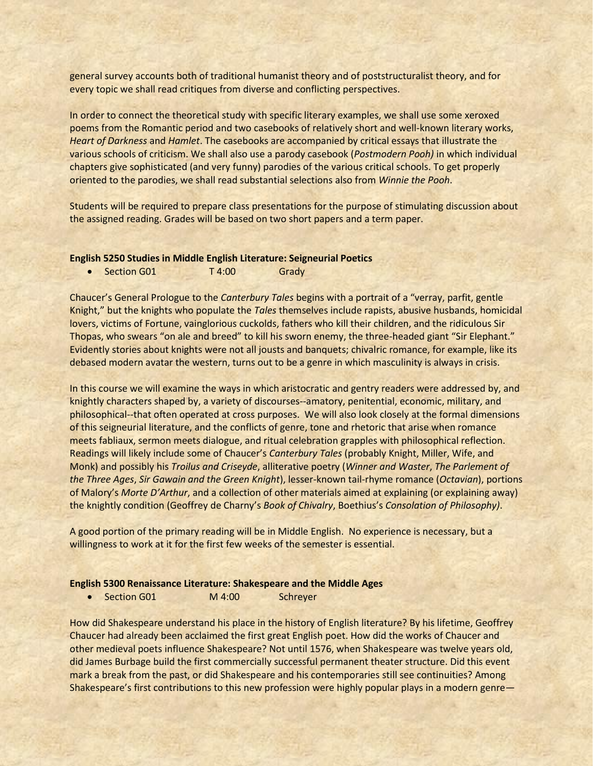general survey accounts both of traditional humanist theory and of poststructuralist theory, and for every topic we shall read critiques from diverse and conflicting perspectives.

In order to connect the theoretical study with specific literary examples, we shall use some xeroxed poems from the Romantic period and two casebooks of relatively short and well-known literary works, *Heart of Darkness* and *Hamlet*. The casebooks are accompanied by critical essays that illustrate the various schools of criticism. We shall also use a parody casebook (*Postmodern Pooh)* in which individual chapters give sophisticated (and very funny) parodies of the various critical schools. To get properly oriented to the parodies, we shall read substantial selections also from *Winnie the Pooh*.

Students will be required to prepare class presentations for the purpose of stimulating discussion about the assigned reading. Grades will be based on two short papers and a term paper.

**English 5250 Studies in Middle English Literature: Seigneurial Poetics**

- Section G01 T 4:00 Grady

Chaucer's General Prologue to the *Canterbury Tales* begins with a portrait of a "verray, parfit, gentle Knight," but the knights who populate the *Tales* themselves include rapists, abusive husbands, homicidal lovers, victims of Fortune, vainglorious cuckolds, fathers who kill their children, and the ridiculous Sir Thopas, who swears "on ale and breed" to kill his sworn enemy, the three-headed giant "Sir Elephant." Evidently stories about knights were not all jousts and banquets; chivalric romance, for example, like its debased modern avatar the western, turns out to be a genre in which masculinity is always in crisis.

In this course we will examine the ways in which aristocratic and gentry readers were addressed by, and knightly characters shaped by, a variety of discourses--amatory, penitential, economic, military, and philosophical--that often operated at cross purposes. We will also look closely at the formal dimensions of this seigneurial literature, and the conflicts of genre, tone and rhetoric that arise when romance meets fabliaux, sermon meets dialogue, and ritual celebration grapples with philosophical reflection. Readings will likely include some of Chaucer's *Canterbury Tales* (probably Knight, Miller, Wife, and Monk) and possibly his *Troilus and Criseyde*, alliterative poetry (*Winner and Waster*, *The Parlement of the Three Ages*, *Sir Gawain and the Green Knight*), lesser-known tail-rhyme romance (*Octavian*), portions of Malory's *Morte D'Arthur*, and a collection of other materials aimed at explaining (or explaining away) the knightly condition (Geoffrey de Charny's *Book of Chivalry*, Boethius's *Consolation of Philosophy)*.

A good portion of the primary reading will be in Middle English. No experience is necessary, but a willingness to work at it for the first few weeks of the semester is essential.

**English 5300 Renaissance Literature: Shakespeare and the Middle Ages**

- Section G01 M 4:00 Schreyer

How did Shakespeare understand his place in the history of English literature? By his lifetime, Geoffrey Chaucer had already been acclaimed the first great English poet. How did the works of Chaucer and other medieval poets influence Shakespeare? Not until 1576, when Shakespeare was twelve years old, did James Burbage build the first commercially successful permanent theater structure. Did this event mark a break from the past, or did Shakespeare and his contemporaries still see continuities? Among Shakespeare's first contributions to this new profession were highly popular plays in a modern genre—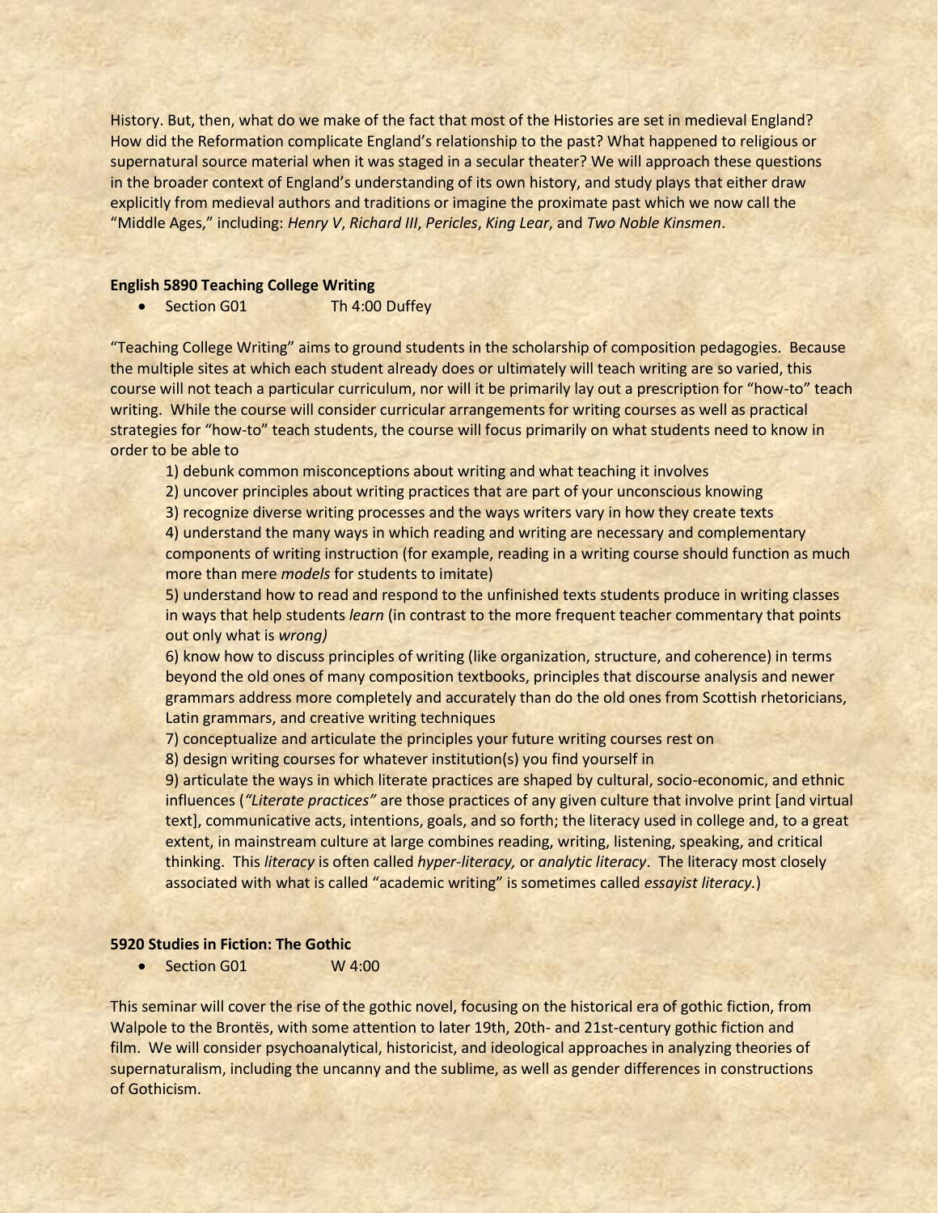History. But, then, what do we make of the fact that most of the Histories are set in medieval England? How did the Reformation complicate England's relationship to the past? What happened to religious or supernatural source material when it was staged in a secular theater? We will approach these questions in the broader context of England's understanding of its own history, and study plays that either draw explicitly from medieval authors and traditions or imagine the proximate past which we now call the "Middle Ages," including: *Henry V*, *Richard III*, *Pericles*, *King Lear*, and *Two Noble Kinsmen*.

**English 5890 Teaching College Writing**

- Section G01 Th 4:00 Duffey

"Teaching College Writing" aims to ground students in the scholarship of composition pedagogies. Because the multiple sites at which each student already does or ultimately will teach writing are so varied, this course will not teach a particular curriculum, nor will it be primarily lay out a prescription for "how-to" teach writing. While the course will consider curricular arrangements for writing courses as well as practical strategies for "how-to" teach students, the course will focus primarily on what students need to know in order to be able to

1) debunk common misconceptions about writing and what teaching it involves
2) uncover principles about writing practices that are part of your unconscious knowing
3) recognize diverse writing processes and the ways writers vary in how they create texts
4) understand the many ways in which reading and writing are necessary and complementary components of writing instruction (for example, reading in a writing course should function as much more than mere *models* for students to imitate)
5) understand how to read and respond to the unfinished texts students produce in writing classes in ways that help students *learn* (in contrast to the more frequent teacher commentary that points out only what is *wrong)*
6) know how to discuss principles of writing (like organization, structure, and coherence) in terms beyond the old ones of many composition textbooks, principles that discourse analysis and newer grammars address more completely and accurately than do the old ones from Scottish rhetoricians, Latin grammars, and creative writing techniques
7) conceptualize and articulate the principles your future writing courses rest on
8) design writing courses for whatever institution(s) you find yourself in
9) articulate the ways in which literate practices are shaped by cultural, socio-economic, and ethnic influences (*"Literate practices"* are those practices of any given culture that involve print [and virtual text], communicative acts, intentions, goals, and so forth; the literacy used in college and, to a great extent, in mainstream culture at large combines reading, writing, listening, speaking, and critical thinking. This *literacy* is often called *hyper-literacy,* or *analytic literacy*. The literacy most closely associated with what is called "academic writing" is sometimes called *essayist literacy.*)

**5920 Studies in Fiction: The Gothic**

- Section G01 W 4:00

This seminar will cover the rise of the gothic novel, focusing on the historical era of gothic fiction, from Walpole to the Brontës, with some attention to later 19th, 20th- and 21st-century gothic fiction and film. We will consider psychoanalytical, historicist, and ideological approaches in analyzing theories of supernaturalism, including the uncanny and the sublime, as well as gender differences in constructions of Gothicism.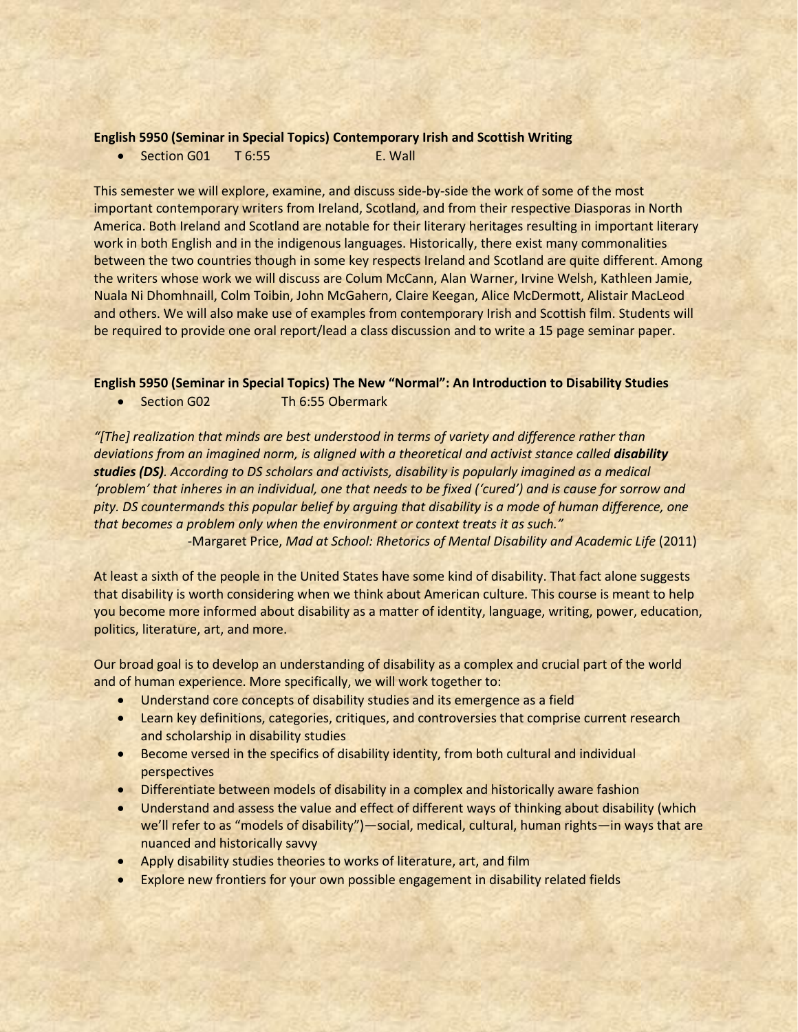**English 5950 (Seminar in Special Topics) Contemporary Irish and Scottish Writing**

- Section G01 T 6:55 E. Wall

This semester we will explore, examine, and discuss side-by-side the work of some of the most important contemporary writers from Ireland, Scotland, and from their respective Diasporas in North America. Both Ireland and Scotland are notable for their literary heritages resulting in important literary work in both English and in the indigenous languages. Historically, there exist many commonalities between the two countries though in some key respects Ireland and Scotland are quite different. Among the writers whose work we will discuss are Colum McCann, Alan Warner, Irvine Welsh, Kathleen Jamie, Nuala Ni Dhomhnaill, Colm Toibin, John McGahern, Claire Keegan, Alice McDermott, Alistair MacLeod and others. We will also make use of examples from contemporary Irish and Scottish film. Students will be required to provide one oral report/lead a class discussion and to write a 15 page seminar paper.

**English 5950 (Seminar in Special Topics) The New "Normal": An Introduction to Disability Studies**

- Section G02 Th 6:55 Obermark

*"[The] realization that minds are best understood in terms of variety and difference rather than deviations from an imagined norm, is aligned with a theoretical and activist stance called **disability studies (DS)**. According to DS scholars and activists, disability is popularly imagined as a medical 'problem' that inheres in an individual, one that needs to be fixed ('cured') and is cause for sorrow and pity. DS countermands this popular belief by arguing that disability is a mode of human difference, one that becomes a problem only when the environment or context treats it as such."*

-Margaret Price, *Mad at School: Rhetorics of Mental Disability and Academic Life* (2011)

At least a sixth of the people in the United States have some kind of disability. That fact alone suggests that disability is worth considering when we think about American culture. This course is meant to help you become more informed about disability as a matter of identity, language, writing, power, education, politics, literature, art, and more.

Our broad goal is to develop an understanding of disability as a complex and crucial part of the world and of human experience. More specifically, we will work together to:

- Understand core concepts of disability studies and its emergence as a field
- Learn key definitions, categories, critiques, and controversies that comprise current research and scholarship in disability studies
- Become versed in the specifics of disability identity, from both cultural and individual perspectives
- Differentiate between models of disability in a complex and historically aware fashion
- Understand and assess the value and effect of different ways of thinking about disability (which we'll refer to as "models of disability")—social, medical, cultural, human rights—in ways that are nuanced and historically savvy
- Apply disability studies theories to works of literature, art, and film
- Explore new frontiers for your own possible engagement in disability related fields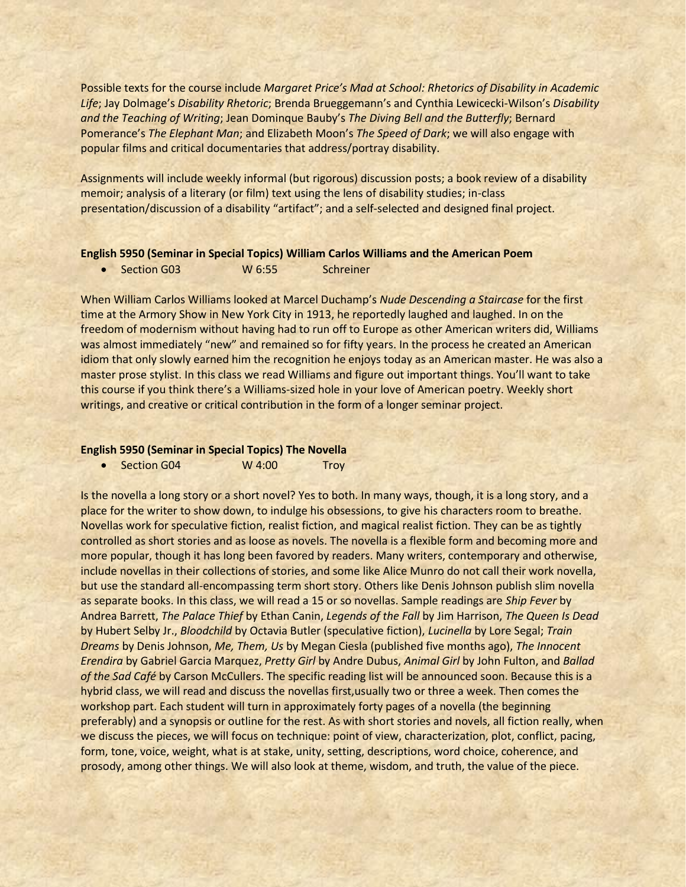Possible texts for the course include *Margaret Price's Mad at School: Rhetorics of Disability in Academic Life*; Jay Dolmage's *Disability Rhetoric*; Brenda Brueggemann's and Cynthia Lewicecki-Wilson's *Disability and the Teaching of Writing*; Jean Dominque Bauby's *The Diving Bell and the Butterfly*; Bernard Pomerance's *The Elephant Man*; and Elizabeth Moon's *The Speed of Dark*; we will also engage with popular films and critical documentaries that address/portray disability.

Assignments will include weekly informal (but rigorous) discussion posts; a book review of a disability memoir; analysis of a literary (or film) text using the lens of disability studies; in-class presentation/discussion of a disability "artifact"; and a self-selected and designed final project.

**English 5950 (Seminar in Special Topics) William Carlos Williams and the American Poem**

- Section G03 W 6:55 Schreiner

When William Carlos Williams looked at Marcel Duchamp's *Nude Descending a Staircase* for the first time at the Armory Show in New York City in 1913, he reportedly laughed and laughed. In on the freedom of modernism without having had to run off to Europe as other American writers did, Williams was almost immediately "new" and remained so for fifty years. In the process he created an American idiom that only slowly earned him the recognition he enjoys today as an American master. He was also a master prose stylist. In this class we read Williams and figure out important things. You'll want to take this course if you think there's a Williams-sized hole in your love of American poetry. Weekly short writings, and creative or critical contribution in the form of a longer seminar project.

**English 5950 (Seminar in Special Topics) The Novella**

- Section G04 W 4:00 Troy

Is the novella a long story or a short novel? Yes to both. In many ways, though, it is a long story, and a place for the writer to show down, to indulge his obsessions, to give his characters room to breathe. Novellas work for speculative fiction, realist fiction, and magical realist fiction. They can be as tightly controlled as short stories and as loose as novels. The novella is a flexible form and becoming more and more popular, though it has long been favored by readers. Many writers, contemporary and otherwise, include novellas in their collections of stories, and some like Alice Munro do not call their work novella, but use the standard all-encompassing term short story. Others like Denis Johnson publish slim novella as separate books. In this class, we will read a 15 or so novellas. Sample readings are *Ship Fever* by Andrea Barrett, *The Palace Thief* by Ethan Canin, *Legends of the Fall* by Jim Harrison, *The Queen Is Dead* by Hubert Selby Jr., *Bloodchild* by Octavia Butler (speculative fiction), *Lucinella* by Lore Segal; *Train Dreams* by Denis Johnson, *Me, Them, Us* by Megan Ciesla (published five months ago), *The Innocent Erendira* by Gabriel Garcia Marquez, *Pretty Girl* by Andre Dubus, *Animal Girl* by John Fulton, and *Ballad of the Sad Café* by Carson McCullers. The specific reading list will be announced soon. Because this is a hybrid class, we will read and discuss the novellas first,usually two or three a week. Then comes the workshop part. Each student will turn in approximately forty pages of a novella (the beginning preferably) and a synopsis or outline for the rest. As with short stories and novels, all fiction really, when we discuss the pieces, we will focus on technique: point of view, characterization, plot, conflict, pacing, form, tone, voice, weight, what is at stake, unity, setting, descriptions, word choice, coherence, and prosody, among other things. We will also look at theme, wisdom, and truth, the value of the piece.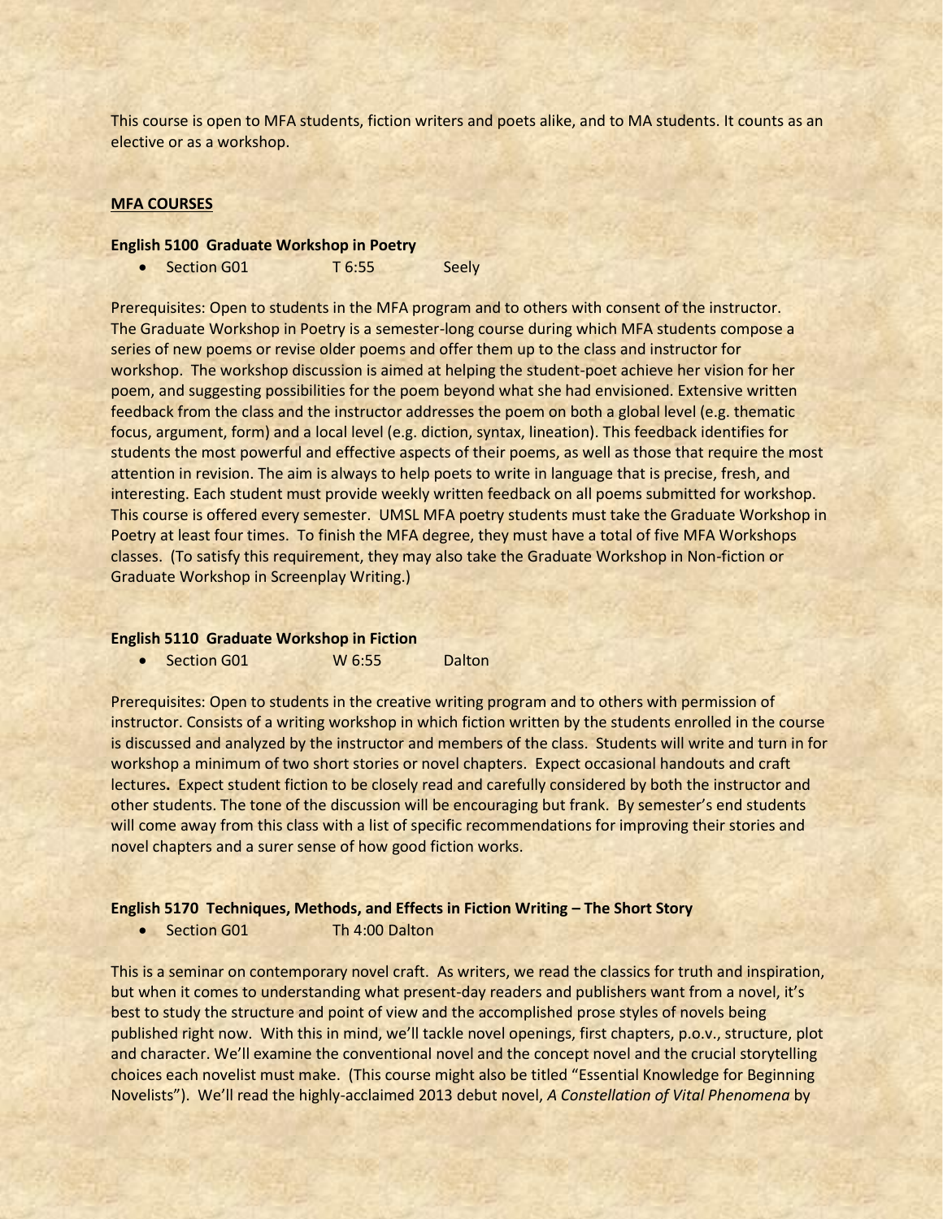This course is open to MFA students, fiction writers and poets alike, and to MA students. It counts as an elective or as a workshop.

## MFA COURSES

### English 5100 Graduate Workshop in Poetry

- Section G01 T 6:55 Seely

Prerequisites: Open to students in the MFA program and to others with consent of the instructor. The Graduate Workshop in Poetry is a semester-long course during which MFA students compose a series of new poems or revise older poems and offer them up to the class and instructor for workshop. The workshop discussion is aimed at helping the student-poet achieve her vision for her poem, and suggesting possibilities for the poem beyond what she had envisioned. Extensive written feedback from the class and the instructor addresses the poem on both a global level (e.g. thematic focus, argument, form) and a local level (e.g. diction, syntax, lineation). This feedback identifies for students the most powerful and effective aspects of their poems, as well as those that require the most attention in revision. The aim is always to help poets to write in language that is precise, fresh, and interesting. Each student must provide weekly written feedback on all poems submitted for workshop. This course is offered every semester. UMSL MFA poetry students must take the Graduate Workshop in Poetry at least four times. To finish the MFA degree, they must have a total of five MFA Workshops classes. (To satisfy this requirement, they may also take the Graduate Workshop in Non-fiction or Graduate Workshop in Screenplay Writing.)

### English 5110 Graduate Workshop in Fiction

- Section G01 W 6:55 Dalton

Prerequisites: Open to students in the creative writing program and to others with permission of instructor. Consists of a writing workshop in which fiction written by the students enrolled in the course is discussed and analyzed by the instructor and members of the class. Students will write and turn in for workshop a minimum of two short stories or novel chapters. Expect occasional handouts and craft lectures. Expect student fiction to be closely read and carefully considered by both the instructor and other students. The tone of the discussion will be encouraging but frank. By semester's end students will come away from this class with a list of specific recommendations for improving their stories and novel chapters and a surer sense of how good fiction works.

### English 5170 Techniques, Methods, and Effects in Fiction Writing – The Short Story

- Section G01 Th 4:00 Dalton

This is a seminar on contemporary novel craft. As writers, we read the classics for truth and inspiration, but when it comes to understanding what present-day readers and publishers want from a novel, it's best to study the structure and point of view and the accomplished prose styles of novels being published right now. With this in mind, we'll tackle novel openings, first chapters, p.o.v., structure, plot and character. We'll examine the conventional novel and the concept novel and the crucial storytelling choices each novelist must make. (This course might also be titled "Essential Knowledge for Beginning Novelists"). We'll read the highly-acclaimed 2013 debut novel, *A Constellation of Vital Phenomena* by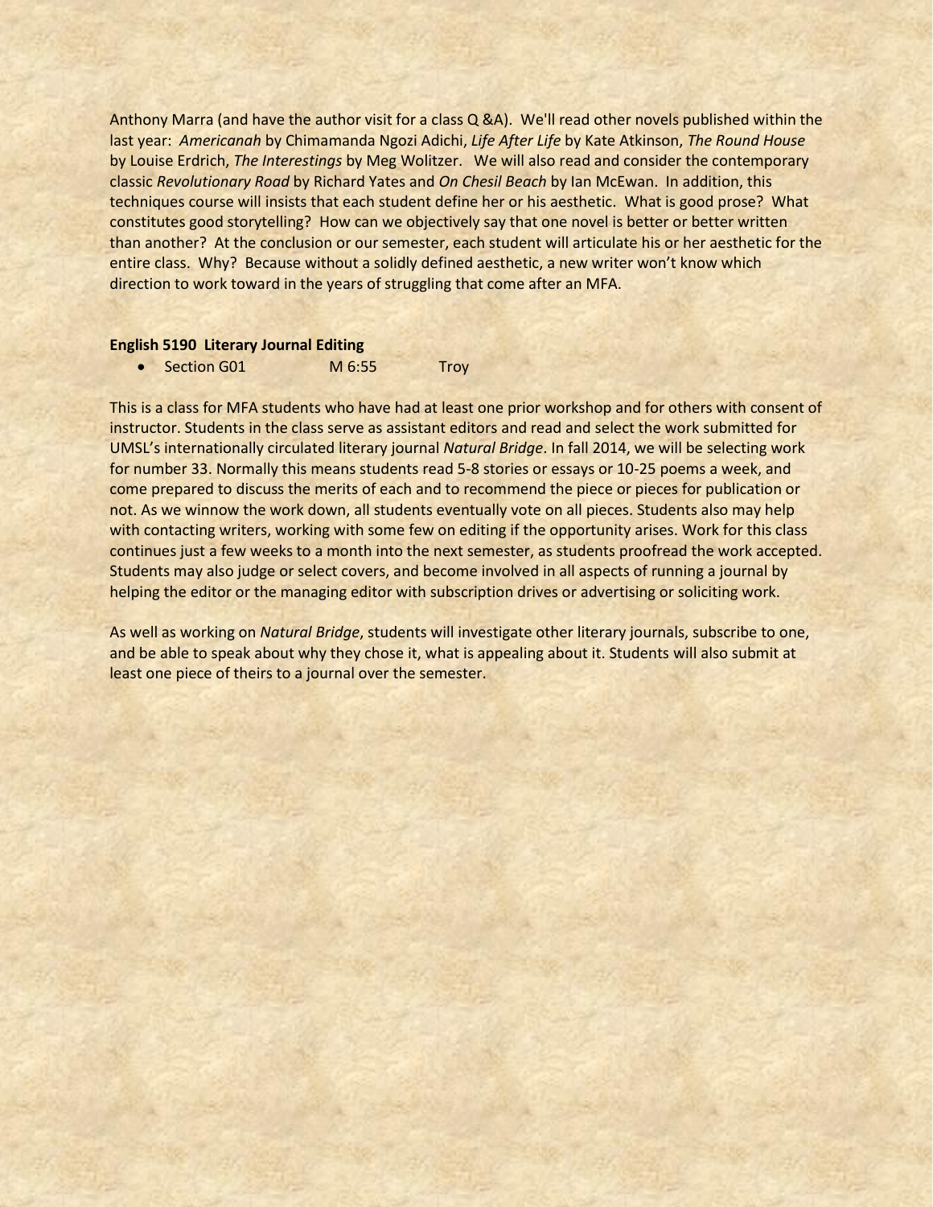Anthony Marra (and have the author visit for a class Q &A). We'll read other novels published within the last year: *Americanah* by Chimamanda Ngozi Adichi, *Life After Life* by Kate Atkinson, *The Round House* by Louise Erdrich, *The Interestings* by Meg Wolitzer. We will also read and consider the contemporary classic *Revolutionary Road* by Richard Yates and *On Chesil Beach* by Ian McEwan. In addition, this techniques course will insists that each student define her or his aesthetic. What is good prose? What constitutes good storytelling? How can we objectively say that one novel is better or better written than another? At the conclusion or our semester, each student will articulate his or her aesthetic for the entire class. Why? Because without a solidly defined aesthetic, a new writer won't know which direction to work toward in the years of struggling that come after an MFA.

**English 5190 Literary Journal Editing**

- Section G01 M 6:55 Troy

This is a class for MFA students who have had at least one prior workshop and for others with consent of instructor. Students in the class serve as assistant editors and read and select the work submitted for UMSL's internationally circulated literary journal *Natural Bridge*. In fall 2014, we will be selecting work for number 33. Normally this means students read 5-8 stories or essays or 10-25 poems a week, and come prepared to discuss the merits of each and to recommend the piece or pieces for publication or not. As we winnow the work down, all students eventually vote on all pieces. Students also may help with contacting writers, working with some few on editing if the opportunity arises. Work for this class continues just a few weeks to a month into the next semester, as students proofread the work accepted. Students may also judge or select covers, and become involved in all aspects of running a journal by helping the editor or the managing editor with subscription drives or advertising or soliciting work.

As well as working on *Natural Bridge*, students will investigate other literary journals, subscribe to one, and be able to speak about why they chose it, what is appealing about it. Students will also submit at least one piece of theirs to a journal over the semester.